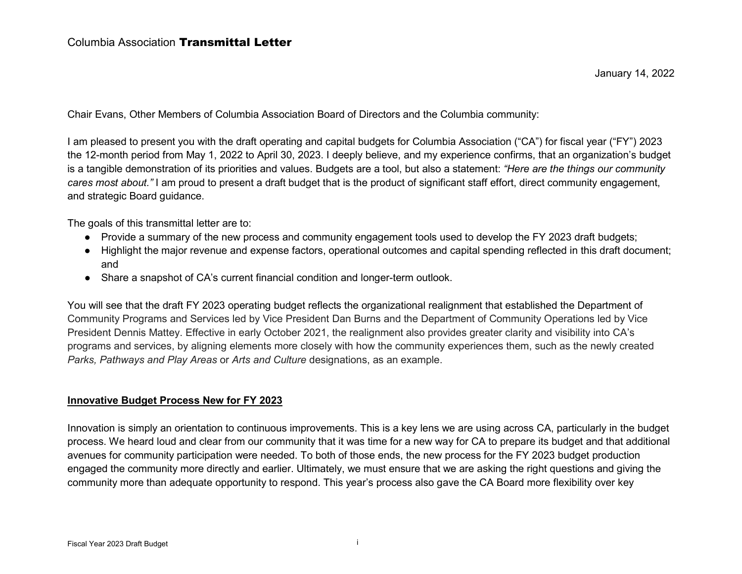# Columbia Association **Transmittal Letter**

January 14, 2022

Chair Evans, Other Members of Columbia Association Board of Directors and the Columbia community:

I am pleased to present you with the draft operating and capital budgets for Columbia Association ("CA") for fiscal year ("FY") 2023 the 12-month period from May 1, 2022 to April 30, 2023. I deeply believe, and my experience confirms, that an organization's budget is a tangible demonstration of its priorities and values. Budgets are a tool, but also a statement: *"Here are the things our community cares most about."* I am proud to present a draft budget that is the product of significant staff effort, direct community engagement, and strategic Board guidance.

The goals of this transmittal letter are to:

- Provide a summary of the new process and community engagement tools used to develop the FY 2023 draft budgets;
- Highlight the major revenue and expense factors, operational outcomes and capital spending reflected in this draft document; and
- Share a snapshot of CA's current financial condition and longer-term outlook.

You will see that the draft FY 2023 operating budget reflects the organizational realignment that established the Department of Community Programs and Services led by Vice President Dan Burns and the Department of Community Operations led by Vice President Dennis Mattey. Effective in early October 2021, the realignment also provides greater clarity and visibility into CA's programs and services, by aligning elements more closely with how the community experiences them, such as the newly created *Parks, Pathways and Play Areas* or *Arts and Culture* designations, as an example.

## Innovative Budget Process New for FY 2023

Innovation is simply an orientation to continuous improvements. This is a key lens we are using across CA, particularly in the budget process. We heard loud and clear from our community that it was time for a new way for CA to prepare its budget and that additional avenues for community participation were needed. To both of those ends, the new process for the FY 2023 budget production engaged the community more directly and earlier. Ultimately, we must ensure that we are asking the right questions and giving the community more than adequate opportunity to respond. This year's process also gave the CA Board more flexibility over key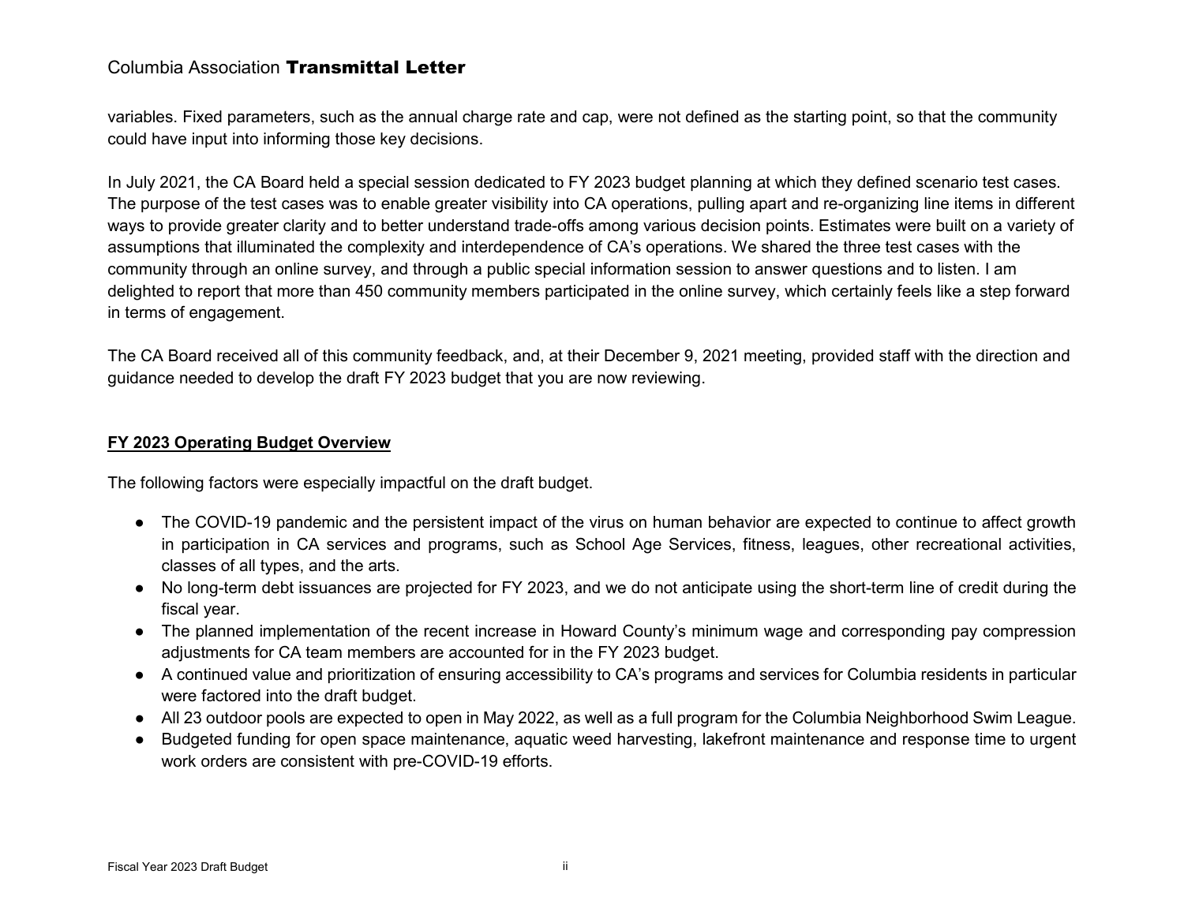variables. Fixed parameters, such as the annual charge rate and cap, were not defined as the starting point, so that the community could have input into informing those key decisions.

In July 2021, the CA Board held a special session dedicated to FY 2023 budget planning at which they defined scenario test cases. The purpose of the test cases was to enable greater visibility into CA operations, pulling apart and re-organizing line items in different ways to provide greater clarity and to better understand trade-offs among various decision points. Estimates were built on a variety of assumptions that illuminated the complexity and interdependence of CA's operations. We shared the three test cases with the community through an online survey, and through a public special information session to answer questions and to listen. I am delighted to report that more than 450 community members participated in the online survey, which certainly feels like a step forward in terms of engagement.

The CA Board received all of this community feedback, and, at their December 9, 2021 meeting, provided staff with the direction and guidance needed to develop the draft FY 2023 budget that you are now reviewing.

## FY 2023 Operating Budget Overview

The following factors were especially impactful on the draft budget.

- The COVID-19 pandemic and the persistent impact of the virus on human behavior are expected to continue to affect growth in participation in CA services and programs, such as School Age Services, fitness, leagues, other recreational activities, classes of all types, and the arts.
- No long-term debt issuances are projected for FY 2023, and we do not anticipate using the short-term line of credit during the fiscal year.
- The planned implementation of the recent increase in Howard County's minimum wage and corresponding pay compression adjustments for CA team members are accounted for in the FY 2023 budget.
- A continued value and prioritization of ensuring accessibility to CA's programs and services for Columbia residents in particular were factored into the draft budget.
- All 23 outdoor pools are expected to open in May 2022, as well as a full program for the Columbia Neighborhood Swim League.
- Budgeted funding for open space maintenance, aquatic weed harvesting, lakefront maintenance and response time to urgent work orders are consistent with pre-COVID-19 efforts.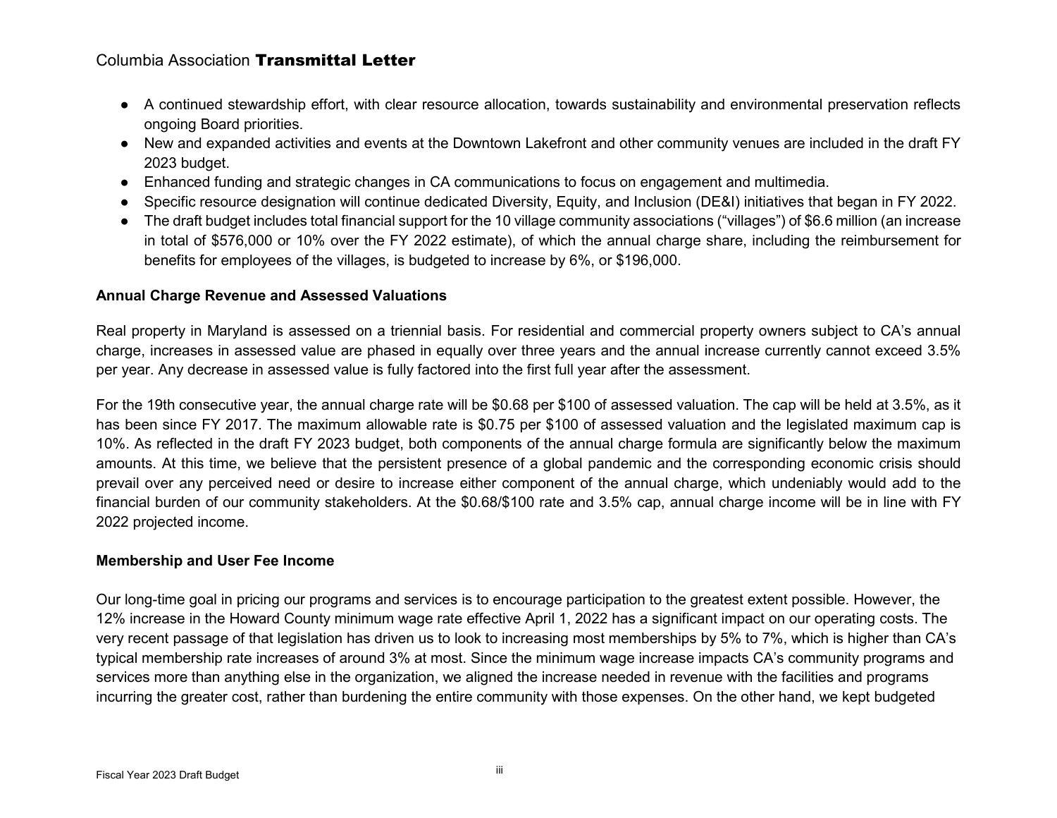- A continued stewardship effort, with clear resource allocation, towards sustainability and environmental preservation reflects ongoing Board priorities.
- New and expanded activities and events at the Downtown Lakefront and other community venues are included in the draft FY 2023 budget.
- Enhanced funding and strategic changes in CA communications to focus on engagement and multimedia.
- Specific resource designation will continue dedicated Diversity, Equity, and Inclusion (DE&I) initiatives that began in FY 2022.
- The draft budget includes total financial support for the 10 village community associations ("villages") of $6.6 million (an increase in total of $576,000 or 10% over the FY 2022 estimate), of which the annual charge share, including the reimbursement for benefits for employees of the villages, is budgeted to increase by 6%, or $196,000.

**Annual Charge Revenue and Assessed Valuations**

Real property in Maryland is assessed on a triennial basis. For residential and commercial property owners subject to CA's annual charge, increases in assessed value are phased in equally over three years and the annual increase currently cannot exceed 3.5% per year. Any decrease in assessed value is fully factored into the first full year after the assessment.

For the 19th consecutive year, the annual charge rate will be $0.68 per $100 of assessed valuation. The cap will be held at 3.5%, as it has been since FY 2017. The maximum allowable rate is $0.75 per $100 of assessed valuation and the legislated maximum cap is 10%. As reflected in the draft FY 2023 budget, both components of the annual charge formula are significantly below the maximum amounts. At this time, we believe that the persistent presence of a global pandemic and the corresponding economic crisis should prevail over any perceived need or desire to increase either component of the annual charge, which undeniably would add to the financial burden of our community stakeholders. At the $0.68/$100 rate and 3.5% cap, annual charge income will be in line with FY 2022 projected income.

**Membership and User Fee Income**

Our long-time goal in pricing our programs and services is to encourage participation to the greatest extent possible. However, the 12% increase in the Howard County minimum wage rate effective April 1, 2022 has a significant impact on our operating costs. The very recent passage of that legislation has driven us to look to increasing most memberships by 5% to 7%, which is higher than CA's typical membership rate increases of around 3% at most. Since the minimum wage increase impacts CA's community programs and services more than anything else in the organization, we aligned the increase needed in revenue with the facilities and programs incurring the greater cost, rather than burdening the entire community with those expenses. On the other hand, we kept budgeted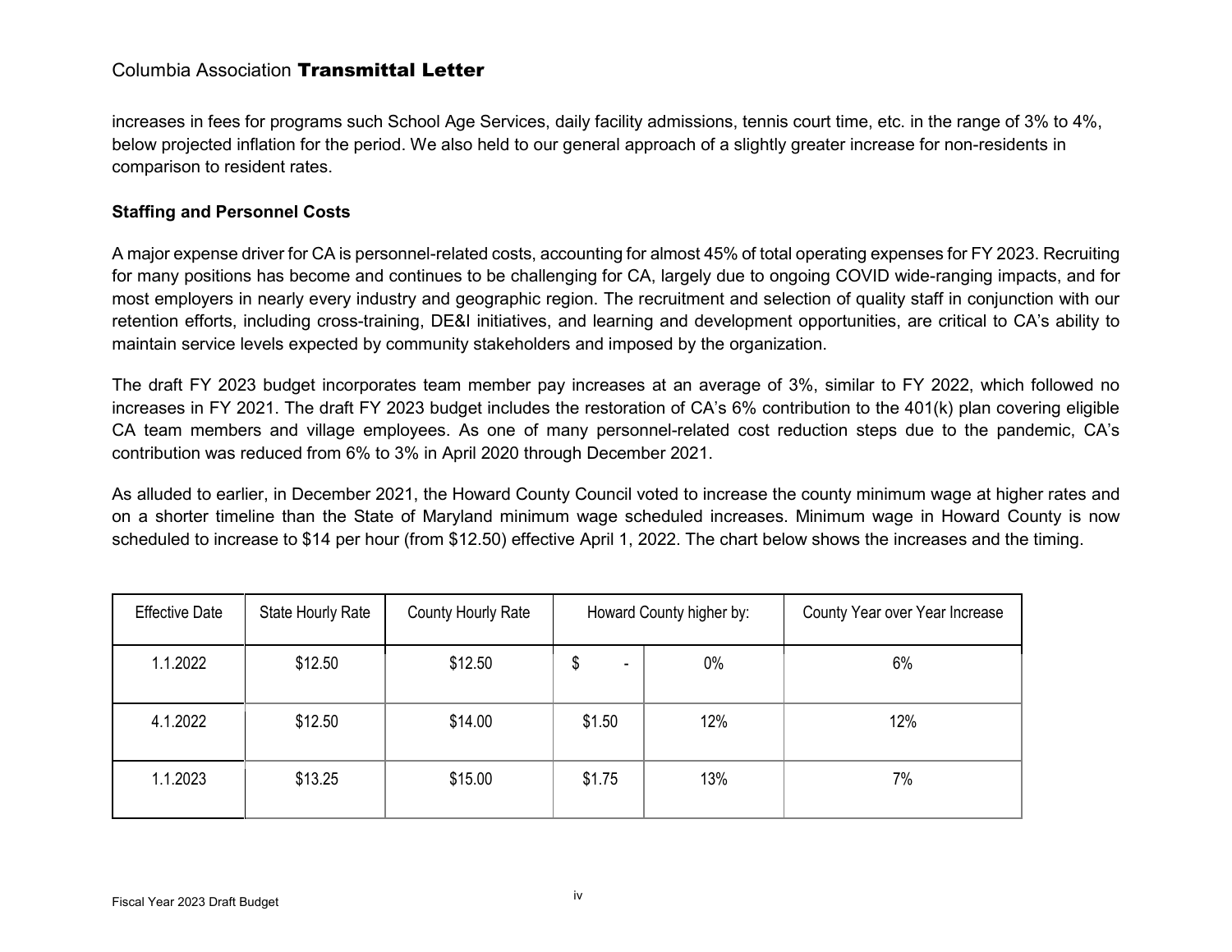increases in fees for programs such School Age Services, daily facility admissions, tennis court time, etc. in the range of 3% to 4%, below projected inflation for the period. We also held to our general approach of a slightly greater increase for non-residents in comparison to resident rates.

**Staffing and Personnel Costs**

A major expense driver for CA is personnel-related costs, accounting for almost 45% of total operating expenses for FY 2023. Recruiting for many positions has become and continues to be challenging for CA, largely due to ongoing COVID wide-ranging impacts, and for most employers in nearly every industry and geographic region. The recruitment and selection of quality staff in conjunction with our retention efforts, including cross-training, DE&I initiatives, and learning and development opportunities, are critical to CA's ability to maintain service levels expected by community stakeholders and imposed by the organization.

The draft FY 2023 budget incorporates team member pay increases at an average of 3%, similar to FY 2022, which followed no increases in FY 2021. The draft FY 2023 budget includes the restoration of CA's 6% contribution to the 401(k) plan covering eligible CA team members and village employees. As one of many personnel-related cost reduction steps due to the pandemic, CA's contribution was reduced from 6% to 3% in April 2020 through December 2021.

As alluded to earlier, in December 2021, the Howard County Council voted to increase the county minimum wage at higher rates and on a shorter timeline than the State of Maryland minimum wage scheduled increases. Minimum wage in Howard County is now scheduled to increase to $14 per hour (from $12.50) effective April 1, 2022. The chart below shows the increases and the timing.

| Effective Date | State Hourly Rate | County Hourly Rate | Howard County higher by: | | County Year over Year Increase |
|---|---|---|---|---|---|
| 1.1.2022 | $12.50 | $12.50 | $ - | 0% | 6% |
| 4.1.2022 | $12.50 | $14.00 | $1.50 | 12% | 12% |
| 1.1.2023 | $13.25 | $15.00 | $1.75 | 13% | 7% |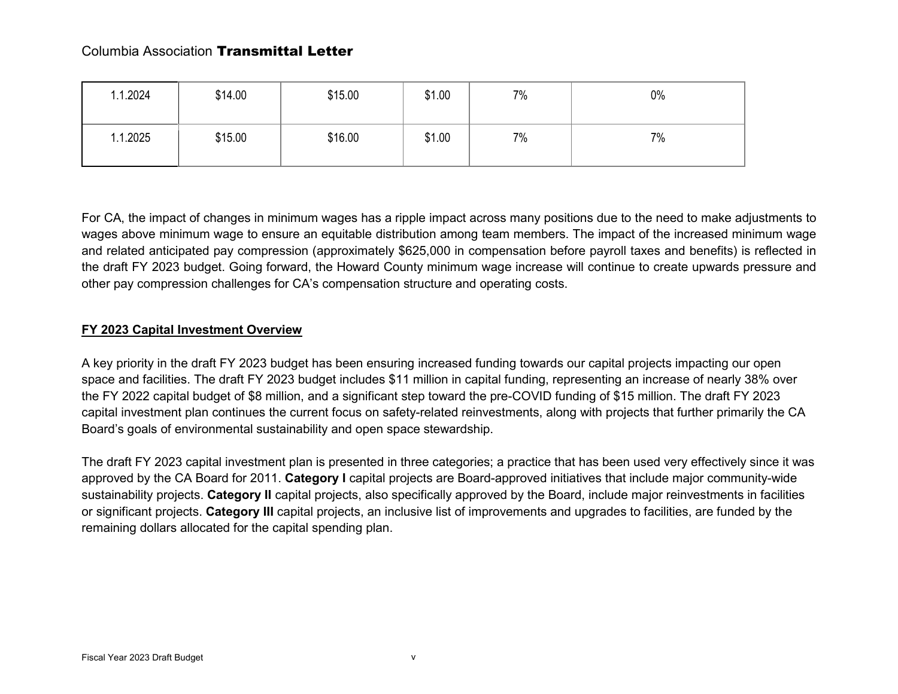| | | | | | |
|---|---|---|---|---|---|
| 1.1.2024 | $14.00 | $15.00 | $1.00 | 7% | 0% |
| 1.1.2025 | $15.00 | $16.00 | $1.00 | 7% | 7% |

For CA, the impact of changes in minimum wages has a ripple impact across many positions due to the need to make adjustments to wages above minimum wage to ensure an equitable distribution among team members. The impact of the increased minimum wage and related anticipated pay compression (approximately $625,000 in compensation before payroll taxes and benefits) is reflected in the draft FY 2023 budget. Going forward, the Howard County minimum wage increase will continue to create upwards pressure and other pay compression challenges for CA's compensation structure and operating costs.

## FY 2023 Capital Investment Overview

A key priority in the draft FY 2023 budget has been ensuring increased funding towards our capital projects impacting our open space and facilities. The draft FY 2023 budget includes $11 million in capital funding, representing an increase of nearly 38% over the FY 2022 capital budget of $8 million, and a significant step toward the pre-COVID funding of $15 million. The draft FY 2023 capital investment plan continues the current focus on safety-related reinvestments, along with projects that further primarily the CA Board's goals of environmental sustainability and open space stewardship.

The draft FY 2023 capital investment plan is presented in three categories; a practice that has been used very effectively since it was approved by the CA Board for 2011. **Category I** capital projects are Board-approved initiatives that include major community-wide sustainability projects. **Category II** capital projects, also specifically approved by the Board, include major reinvestments in facilities or significant projects. **Category III** capital projects, an inclusive list of improvements and upgrades to facilities, are funded by the remaining dollars allocated for the capital spending plan.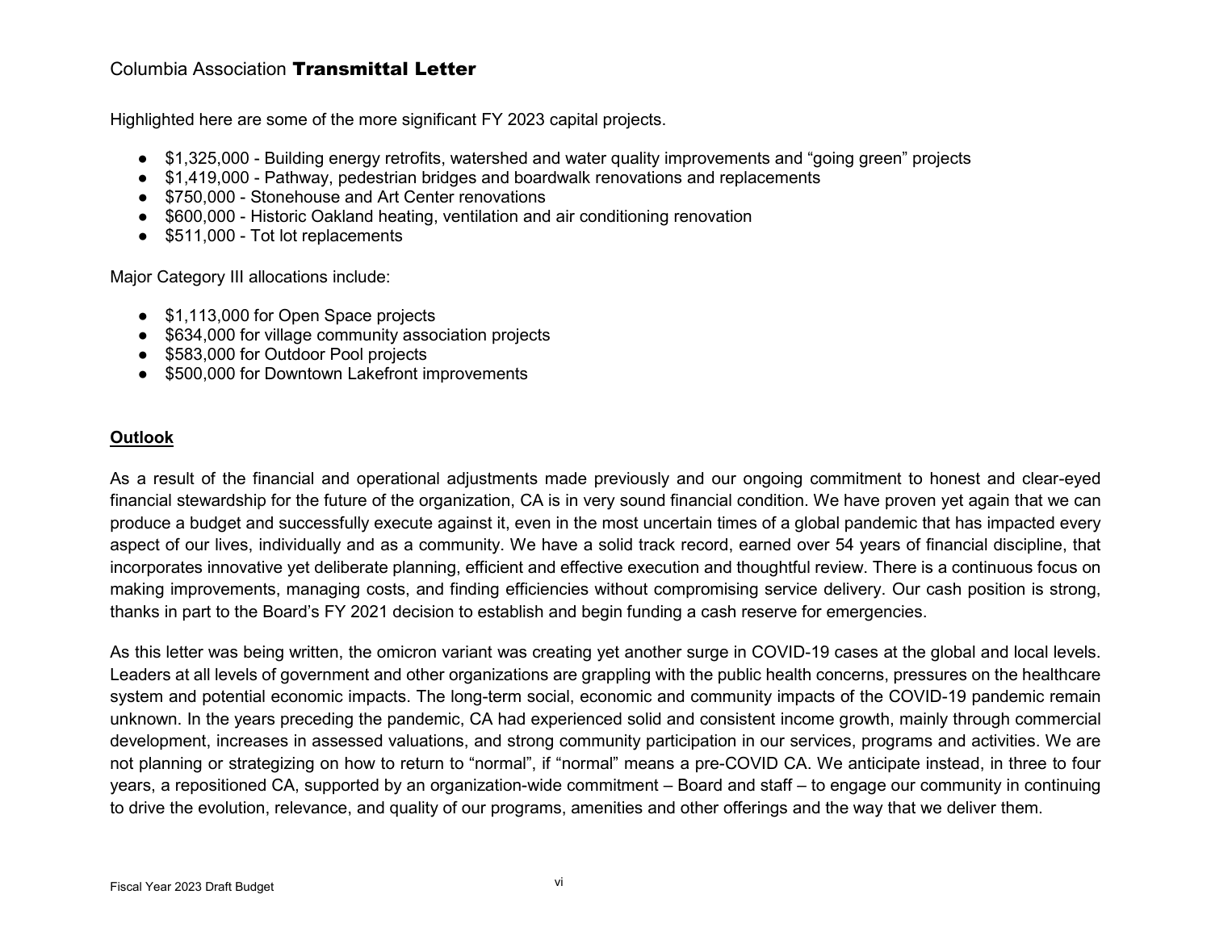Columbia Association **Transmittal Letter**

Highlighted here are some of the more significant FY 2023 capital projects.

- $1,325,000 - Building energy retrofits, watershed and water quality improvements and "going green" projects
- $1,419,000 - Pathway, pedestrian bridges and boardwalk renovations and replacements
- $750,000 - Stonehouse and Art Center renovations
- $600,000 - Historic Oakland heating, ventilation and air conditioning renovation
- $511,000 - Tot lot replacements

Major Category III allocations include:

- $1,113,000 for Open Space projects
- $634,000 for village community association projects
- $583,000 for Outdoor Pool projects
- $500,000 for Downtown Lakefront improvements

## Outlook

As a result of the financial and operational adjustments made previously and our ongoing commitment to honest and clear-eyed financial stewardship for the future of the organization, CA is in very sound financial condition. We have proven yet again that we can produce a budget and successfully execute against it, even in the most uncertain times of a global pandemic that has impacted every aspect of our lives, individually and as a community. We have a solid track record, earned over 54 years of financial discipline, that incorporates innovative yet deliberate planning, efficient and effective execution and thoughtful review. There is a continuous focus on making improvements, managing costs, and finding efficiencies without compromising service delivery. Our cash position is strong, thanks in part to the Board's FY 2021 decision to establish and begin funding a cash reserve for emergencies.

As this letter was being written, the omicron variant was creating yet another surge in COVID-19 cases at the global and local levels. Leaders at all levels of government and other organizations are grappling with the public health concerns, pressures on the healthcare system and potential economic impacts. The long-term social, economic and community impacts of the COVID-19 pandemic remain unknown. In the years preceding the pandemic, CA had experienced solid and consistent income growth, mainly through commercial development, increases in assessed valuations, and strong community participation in our services, programs and activities. We are not planning or strategizing on how to return to "normal", if "normal" means a pre-COVID CA. We anticipate instead, in three to four years, a repositioned CA, supported by an organization-wide commitment – Board and staff – to engage our community in continuing to drive the evolution, relevance, and quality of our programs, amenities and other offerings and the way that we deliver them.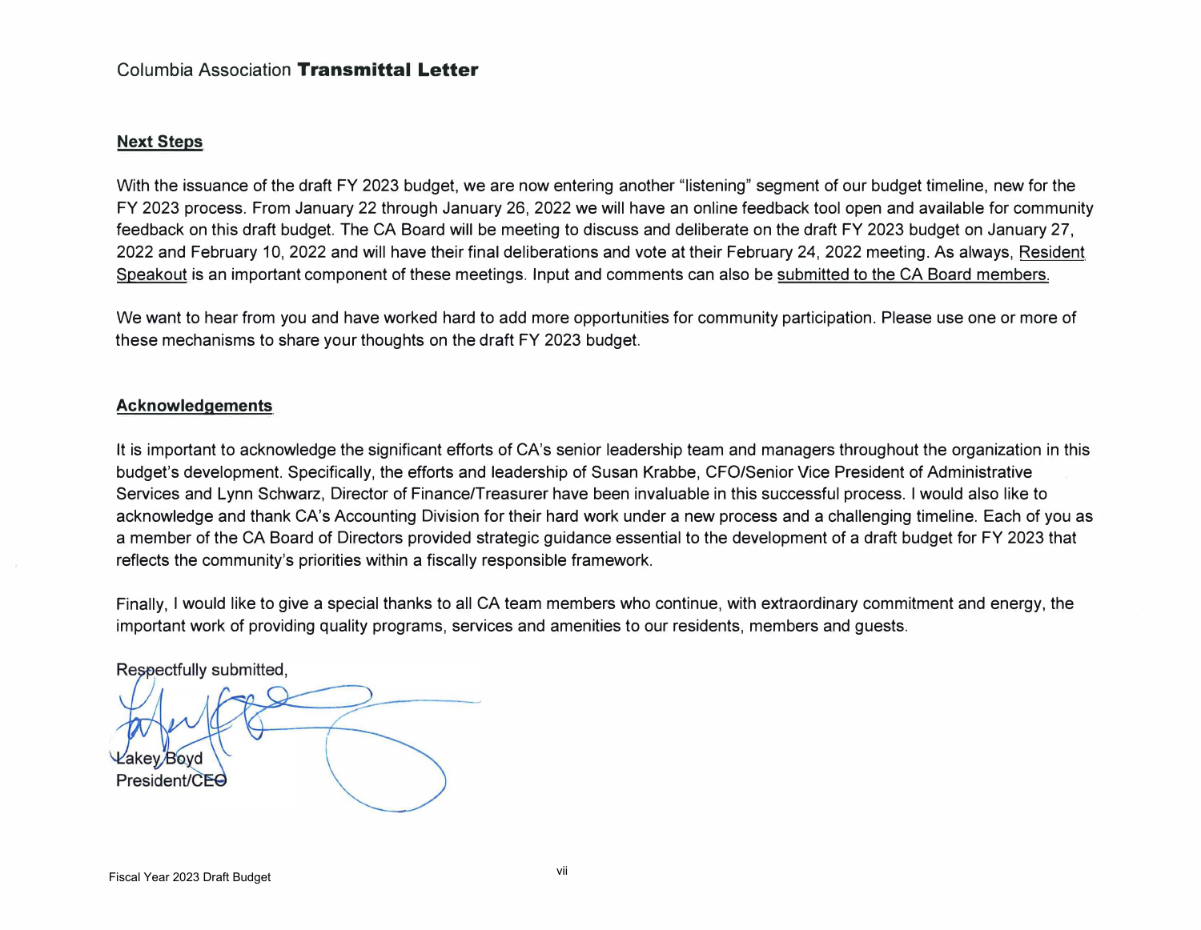## Next Steps

With the issuance of the draft FY 2023 budget, we are now entering another "listening" segment of our budget timeline, new for the FY 2023 process. From January 22 through January 26, 2022 we will have an online feedback tool open and available for community feedback on this draft budget. The CA Board will be meeting to discuss and deliberate on the draft FY 2023 budget on January 27, 2022 and February 10, 2022 and will have their final deliberations and vote at their February 24, 2022 meeting. As always, Resident Speakout is an important component of these meetings. Input and comments can also be submitted to the CA Board members.

We want to hear from you and have worked hard to add more opportunities for community participation. Please use one or more of these mechanisms to share your thoughts on the draft FY 2023 budget.

## Acknowledgements

It is important to acknowledge the significant efforts of CA's senior leadership team and managers throughout the organization in this budget's development. Specifically, the efforts and leadership of Susan Krabbe, CFO/Senior Vice President of Administrative Services and Lynn Schwarz, Director of Finance/Treasurer have been invaluable in this successful process. I would also like to acknowledge and thank CA's Accounting Division for their hard work under a new process and a challenging timeline. Each of you as a member of the CA Board of Directors provided strategic guidance essential to the development of a draft budget for FY 2023 that reflects the community's priorities within a fiscally responsible framework.

Finally, I would like to give a special thanks to all CA team members who continue, with extraordinary commitment and energy, the important work of providing quality programs, services and amenities to our residents, members and guests.

Respectfully submitted,

Lakey Boyd
President/CEO